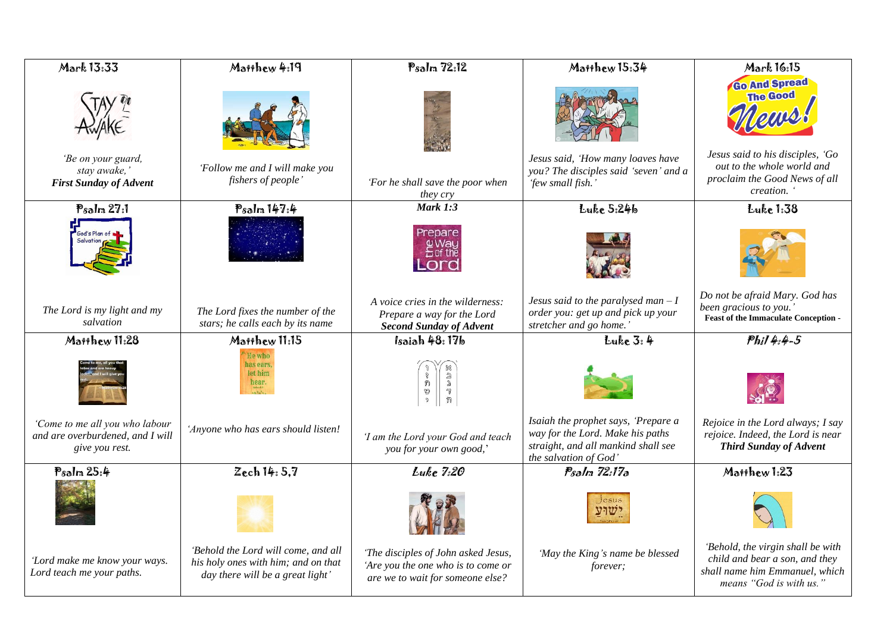| Mark 13:33 | Matthew 4:19 | Psalm 72:12 | Matthew 15:34 | Mark 16:15 |
| --- | --- | --- | --- | --- |
| *'Be on your guard, stay awake,'* **First Sunday of Advent** | *'Follow me and I will make you fishers of people'* | *'For he shall save the poor when they cry* | *Jesus said, 'How many loaves have you? The disciples said 'seven' and a 'few small fish.'* | *Jesus said to his disciples, 'Go out to the whole world and proclaim the Good News of all creation. '* |
| Psalm 27:1 | Psalm 147:4 | ***Mark 1:3*** | Luke 5:24b | Luke 1:38 |
| *The Lord is my light and my salvation* | *The Lord fixes the number of the stars; he calls each by its name* | *A voice cries in the wilderness: Prepare a way for the Lord* **Second Sunday of Advent** | *Jesus said to the paralysed man – I order you: get up and pick up your stretcher and go home.'* | *Do not be afraid Mary. God has been gracious to you.'* **Feast of the Immaculate Conception -** |
| Matthew 11:28 | Matthew 11:15 | Isaiah 48: 17b | Luke 3: 4 | *Phil 4:4-5* |
| *'Come to me all you who labour and are overburdened, and I will give you rest.* | *'Anyone who has ears should listen!* | *'I am the Lord your God and teach you for your own good,'* | *Isaiah the prophet says, 'Prepare a way for the Lord. Make his paths straight, and all mankind shall see the salvation of God'* | *Rejoice in the Lord always; I say rejoice. Indeed, the Lord is near* **Third Sunday of Advent** |
| Psalm 25:4 | Zech 14: 5,7 | *Luke 7:20* | *Psalm 72:17a* | Matthew 1:23 |
| *'Lord make me know your ways. Lord teach me your paths.* | *'Behold the Lord will come, and all his holy ones with him; and on that day there will be a great light'* | *'The disciples of John asked Jesus, 'Are you the one who is to come or are we to wait for someone else?* | *'May the King's name be blessed forever;* | *'Behold, the virgin shall be with child and bear a son, and they shall name him Emmanuel, which means "God is with us."* |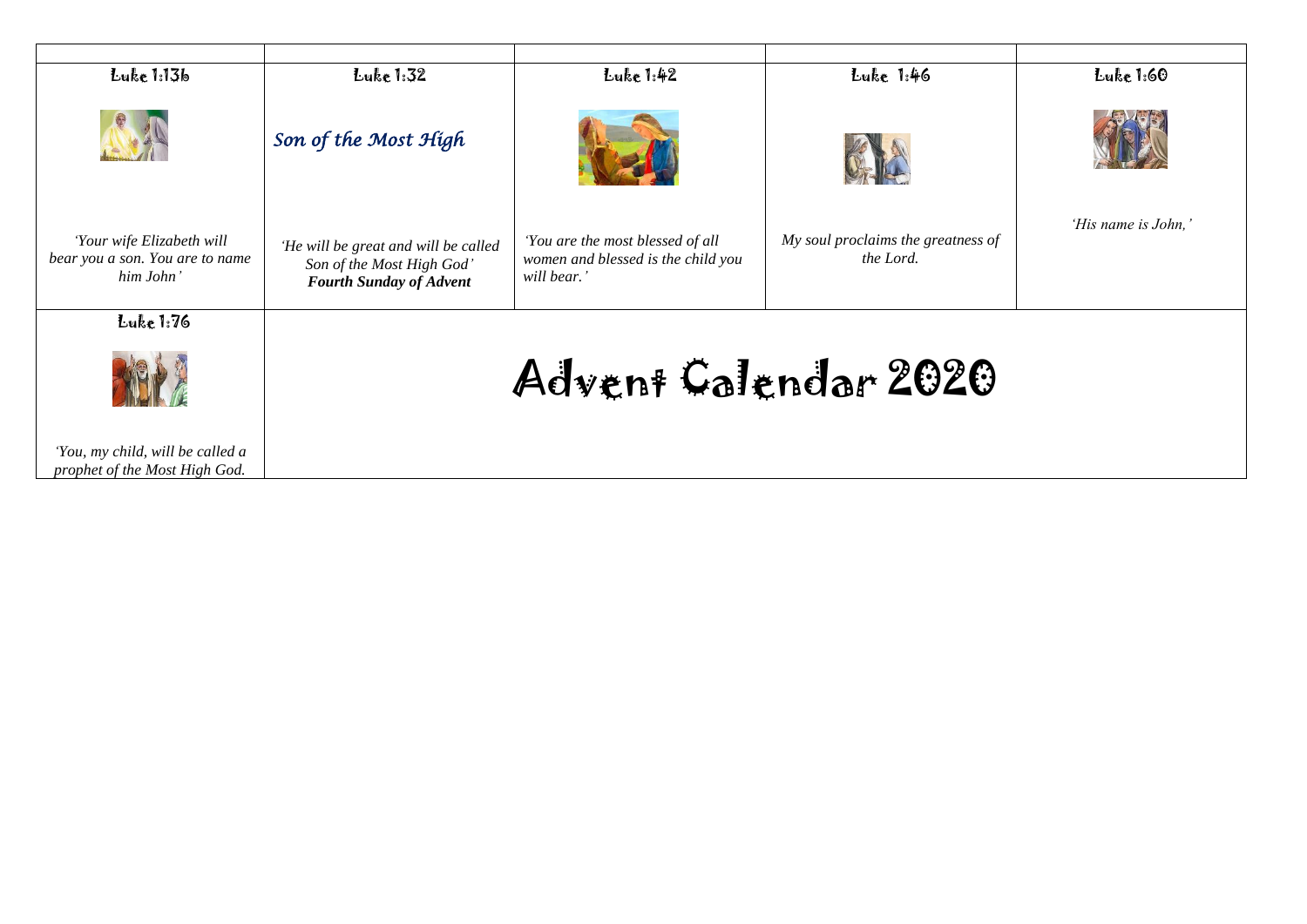| | | | | |
|---|---|---|---|---|
| Luke 1:13b<br><br>*'Your wife Elizabeth will bear you a son. You are to name him John'* | Luke 1:32<br><br>*Son of the Most High*<br><br>*'He will be great and will be called Son of the Most High God'*<br>***Fourth Sunday of Advent*** | Luke 1:42<br><br>*'You are the most blessed of all women and blessed is the child you will bear.'* | Luke 1:46<br><br>*My soul proclaims the greatness of the Lord.* | Luke 1:60<br><br>*'His name is John,'* |
| Luke 1:76<br><br>*'You, my child, will be called a prophet of the Most High God.* | Advent Calendar 2020 | | | |